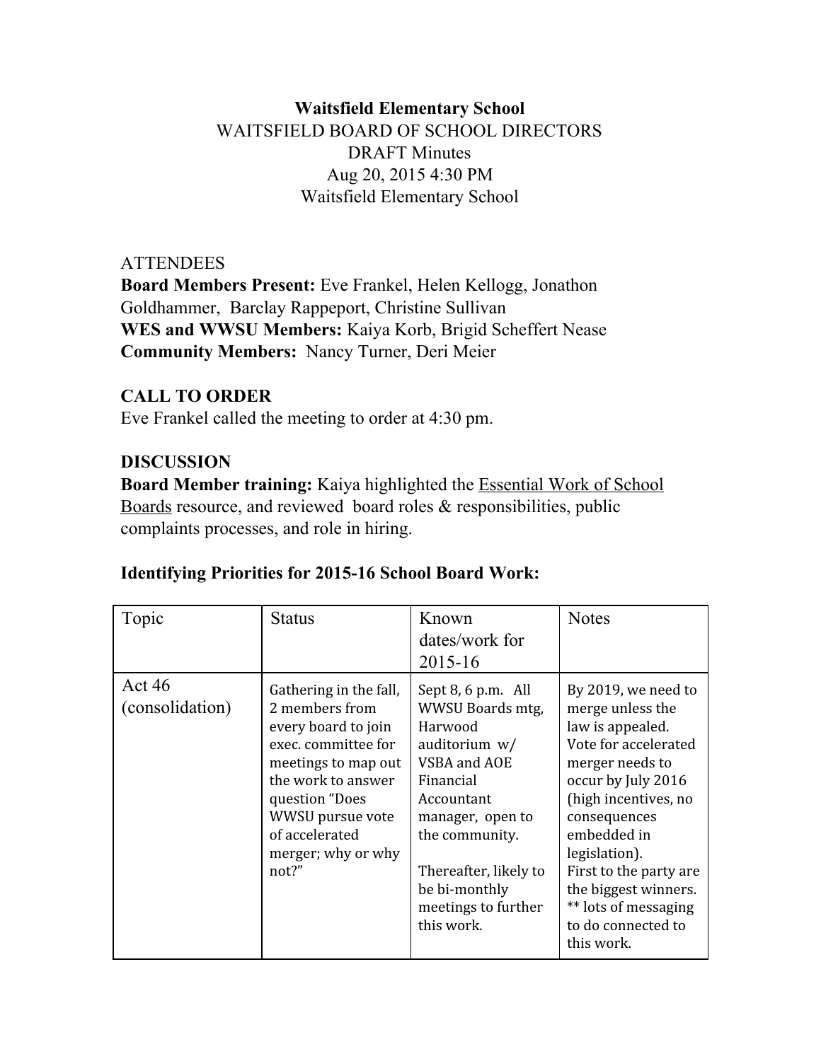**Waitsfield Elementary School**

WAITSFIELD BOARD OF SCHOOL DIRECTORS

DRAFT Minutes

Aug 20, 2015 4:30 PM

Waitsfield Elementary School

ATTENDEES

**Board Members Present:** Eve Frankel, Helen Kellogg, Jonathon Goldhammer, Barclay Rappeport, Christine Sullivan

**WES and WWSU Members:** Kaiya Korb, Brigid Scheffert Nease

**Community Members:** Nancy Turner, Deri Meier

## CALL TO ORDER

Eve Frankel called the meeting to order at 4:30 pm.

## DISCUSSION

**Board Member training:** Kaiya highlighted the Essential Work of School Boards resource, and reviewed board roles & responsibilities, public complaints processes, and role in hiring.

### Identifying Priorities for 2015-16 School Board Work:

| Topic | Status | Known dates/work for 2015-16 | Notes |
|---|---|---|---|
| Act 46 (consolidation) | Gathering in the fall, 2 members from every board to join exec. committee for meetings to map out the work to answer question "Does WWSU pursue vote of accelerated merger; why or why not?" | Sept 8, 6 p.m. All WWSU Boards mtg, Harwood auditorium w/ VSBA and AOE Financial Accountant manager, open to the community.<br><br>Thereafter, likely to be bi-monthly meetings to further this work. | By 2019, we need to merge unless the law is appealed. Vote for accelerated merger needs to occur by July 2016 (high incentives, no consequences embedded in legislation). First to the party are the biggest winners. ** lots of messaging to do connected to this work. |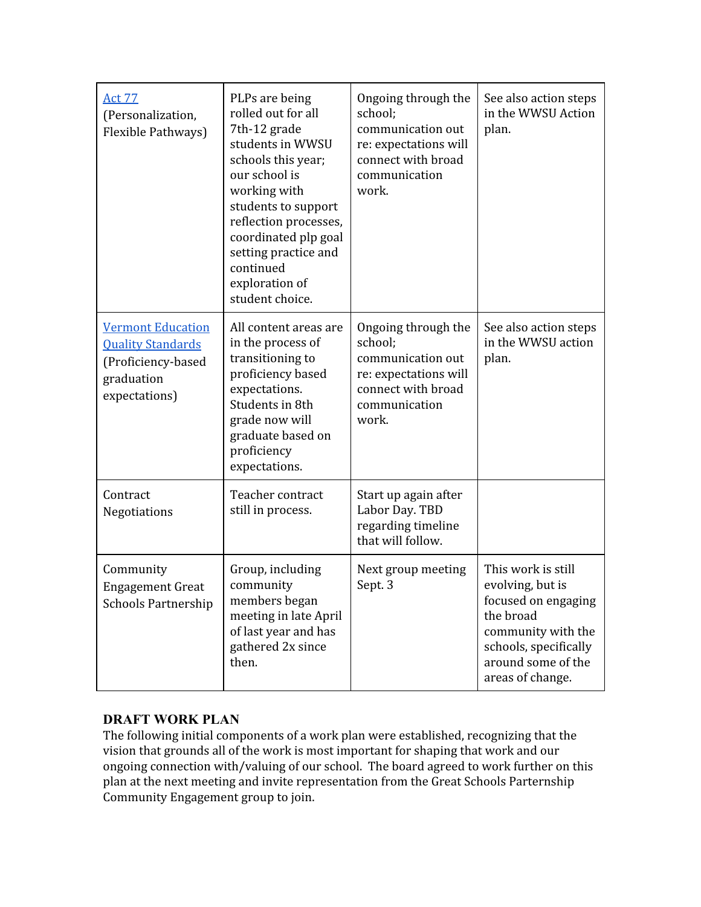| [Act 77](#) (Personalization, Flexible Pathways) | PLPs are being rolled out for all 7th-12 grade students in WWSU schools this year; our school is working with students to support reflection processes, coordinated plp goal setting practice and continued exploration of student choice. | Ongoing through the school; communication out re: expectations will connect with broad communication work. | See also action steps in the WWSU Action plan. |
|---|---|---|---|
| [Vermont Education Quality Standards](#) (Proficiency-based graduation expectations) | All content areas are in the process of transitioning to proficiency based expectations. Students in 8th grade now will graduate based on proficiency expectations. | Ongoing through the school; communication out re: expectations will connect with broad communication work. | See also action steps in the WWSU action plan. |
| Contract Negotiations | Teacher contract still in process. | Start up again after Labor Day. TBD regarding timeline that will follow. | |
| Community Engagement Great Schools Partnership | Group, including community members began meeting in late April of last year and has gathered 2x since then. | Next group meeting Sept. 3 | This work is still evolving, but is focused on engaging the broad community with the schools, specifically around some of the areas of change. |

**DRAFT WORK PLAN**

The following initial components of a work plan were established, recognizing that the vision that grounds all of the work is most important for shaping that work and our ongoing connection with/valuing of our school. The board agreed to work further on this plan at the next meeting and invite representation from the Great Schools Parternship Community Engagement group to join.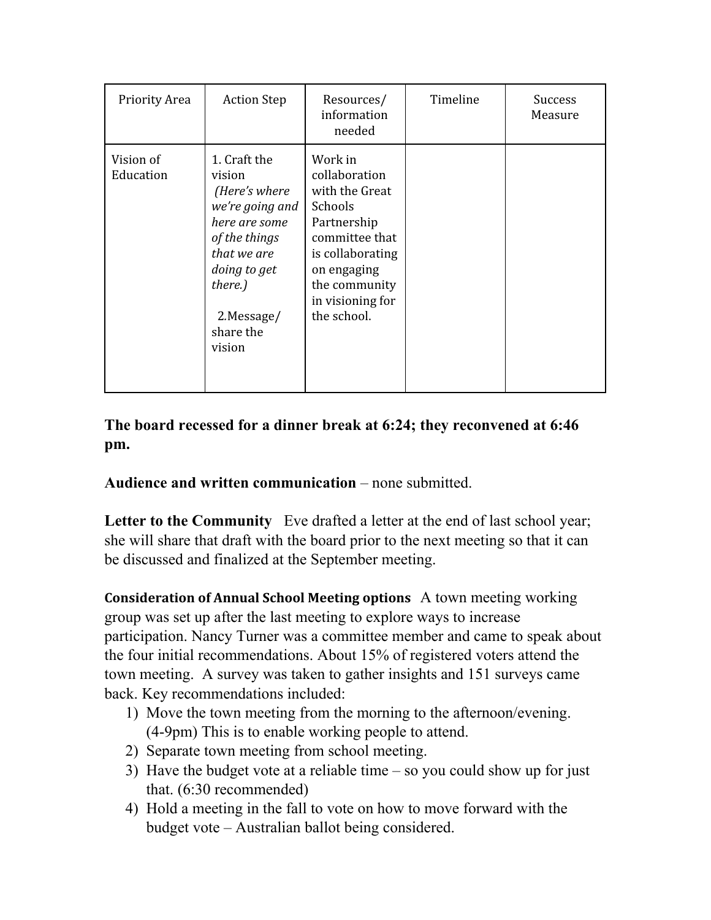| Priority Area | Action Step | Resources/ information needed | Timeline | Success Measure |
| --- | --- | --- | --- | --- |
| Vision of Education | 1. Craft the vision *(Here's where we're going and here are some of the things that we are doing to get there.)*<br><br>2.Message/ share the vision | Work in collaboration with the Great Schools Partnership committee that is collaborating on engaging the community in visioning for the school. | | |

**The board recessed for a dinner break at 6:24; they reconvened at 6:46 pm.**

**Audience and written communication** – none submitted.

**Letter to the Community** Eve drafted a letter at the end of last school year; she will share that draft with the board prior to the next meeting so that it can be discussed and finalized at the September meeting.

**Consideration of Annual School Meeting options** A town meeting working group was set up after the last meeting to explore ways to increase participation. Nancy Turner was a committee member and came to speak about the four initial recommendations. About 15% of registered voters attend the town meeting. A survey was taken to gather insights and 151 surveys came back. Key recommendations included:

1) Move the town meeting from the morning to the afternoon/evening. (4-9pm) This is to enable working people to attend.
2) Separate town meeting from school meeting.
3) Have the budget vote at a reliable time – so you could show up for just that. (6:30 recommended)
4) Hold a meeting in the fall to vote on how to move forward with the budget vote – Australian ballot being considered.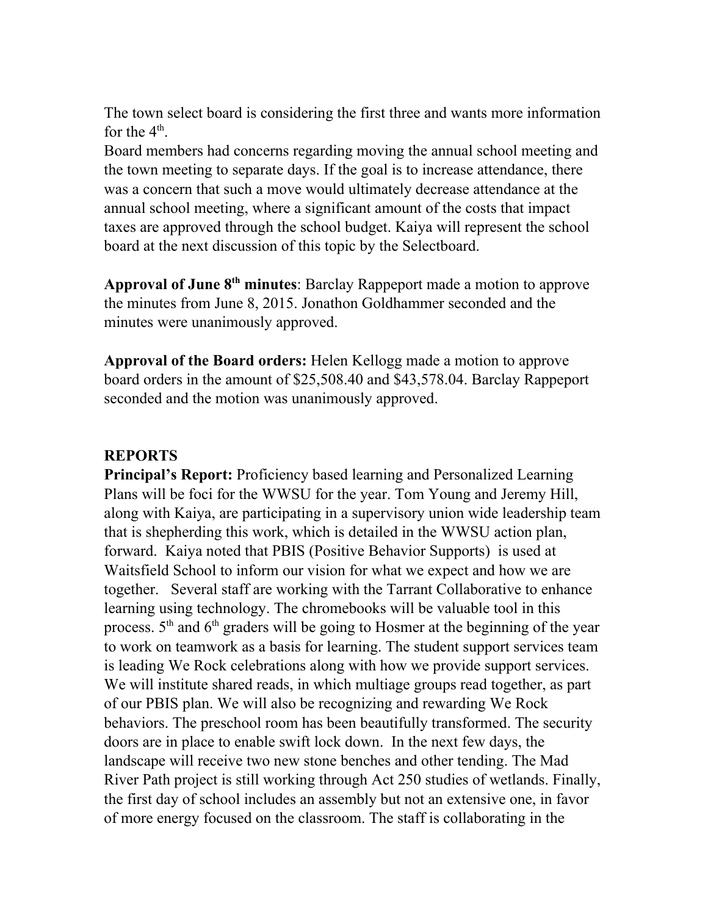The town select board is considering the first three and wants more information for the 4$^{th}$.

Board members had concerns regarding moving the annual school meeting and the town meeting to separate days. If the goal is to increase attendance, there was a concern that such a move would ultimately decrease attendance at the annual school meeting, where a significant amount of the costs that impact taxes are approved through the school budget. Kaiya will represent the school board at the next discussion of this topic by the Selectboard.

**Approval of June 8$^{th}$ minutes**: Barclay Rappeport made a motion to approve the minutes from June 8, 2015. Jonathon Goldhammer seconded and the minutes were unanimously approved.

**Approval of the Board orders:** Helen Kellogg made a motion to approve board orders in the amount of $25,508.40 and $43,578.04. Barclay Rappeport seconded and the motion was unanimously approved.

**REPORTS**

**Principal's Report:** Proficiency based learning and Personalized Learning Plans will be foci for the WWSU for the year. Tom Young and Jeremy Hill, along with Kaiya, are participating in a supervisory union wide leadership team that is shepherding this work, which is detailed in the WWSU action plan, forward. Kaiya noted that PBIS (Positive Behavior Supports) is used at Waitsfield School to inform our vision for what we expect and how we are together. Several staff are working with the Tarrant Collaborative to enhance learning using technology. The chromebooks will be valuable tool in this process. 5$^{th}$ and 6$^{th}$ graders will be going to Hosmer at the beginning of the year to work on teamwork as a basis for learning. The student support services team is leading We Rock celebrations along with how we provide support services. We will institute shared reads, in which multiage groups read together, as part of our PBIS plan. We will also be recognizing and rewarding We Rock behaviors. The preschool room has been beautifully transformed. The security doors are in place to enable swift lock down. In the next few days, the landscape will receive two new stone benches and other tending. The Mad River Path project is still working through Act 250 studies of wetlands. Finally, the first day of school includes an assembly but not an extensive one, in favor of more energy focused on the classroom. The staff is collaborating in the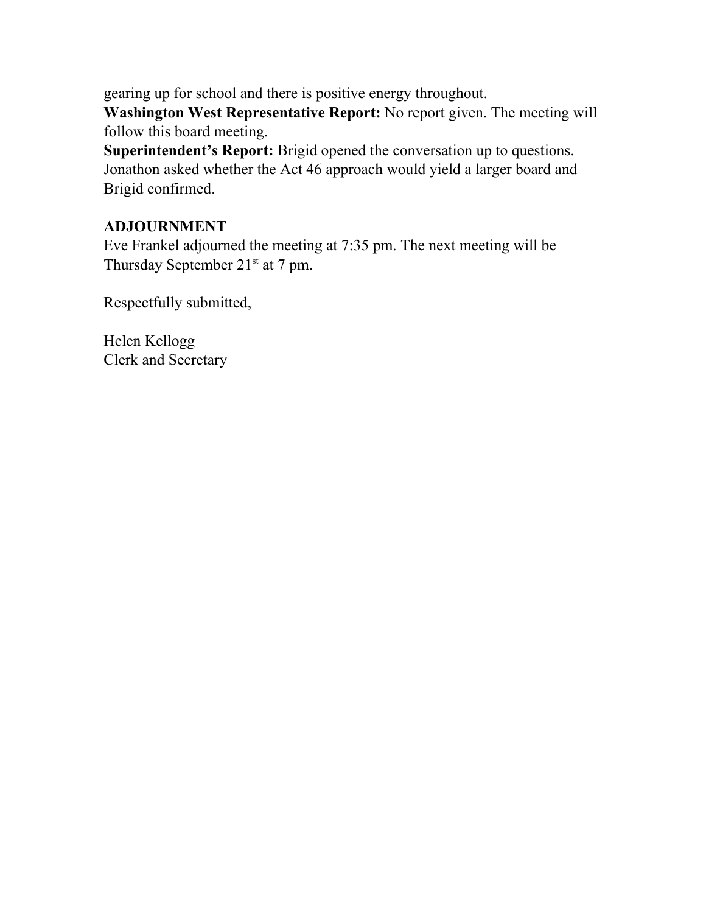gearing up for school and there is positive energy throughout.

**Washington West Representative Report:** No report given. The meeting will follow this board meeting.

**Superintendent's Report:** Brigid opened the conversation up to questions. Jonathon asked whether the Act 46 approach would yield a larger board and Brigid confirmed.

**ADJOURNMENT**

Eve Frankel adjourned the meeting at 7:35 pm. The next meeting will be Thursday September 21st at 7 pm.

Respectfully submitted,

Helen Kellogg
Clerk and Secretary